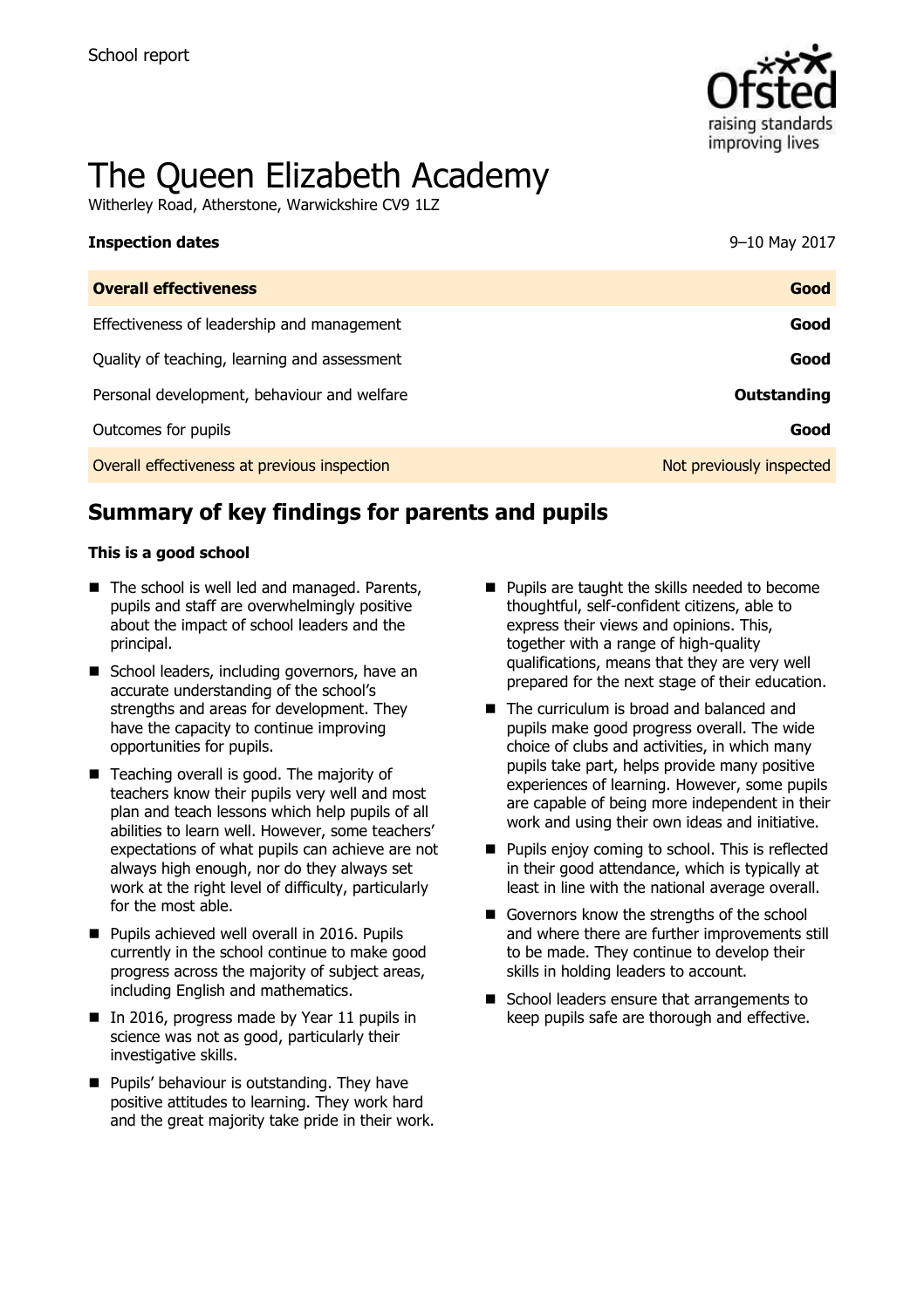School report

# The Queen Elizabeth Academy

Witherley Road, Atherstone, Warwickshire CV9 1LZ

| **Inspection dates** | 9–10 May 2017 |
| --- | --- |
| **Overall effectiveness** | **Good** |
| Effectiveness of leadership and management | **Good** |
| Quality of teaching, learning and assessment | **Good** |
| Personal development, behaviour and welfare | **Outstanding** |
| Outcomes for pupils | **Good** |
| Overall effectiveness at previous inspection | Not previously inspected |

## Summary of key findings for parents and pupils

**This is a good school**

- The school is well led and managed. Parents, pupils and staff are overwhelmingly positive about the impact of school leaders and the principal.
- School leaders, including governors, have an accurate understanding of the school's strengths and areas for development. They have the capacity to continue improving opportunities for pupils.
- Teaching overall is good. The majority of teachers know their pupils very well and most plan and teach lessons which help pupils of all abilities to learn well. However, some teachers' expectations of what pupils can achieve are not always high enough, nor do they always set work at the right level of difficulty, particularly for the most able.
- Pupils achieved well overall in 2016. Pupils currently in the school continue to make good progress across the majority of subject areas, including English and mathematics.
- In 2016, progress made by Year 11 pupils in science was not as good, particularly their investigative skills.
- Pupils' behaviour is outstanding. They have positive attitudes to learning. They work hard and the great majority take pride in their work.
- Pupils are taught the skills needed to become thoughtful, self-confident citizens, able to express their views and opinions. This, together with a range of high-quality qualifications, means that they are very well prepared for the next stage of their education.
- The curriculum is broad and balanced and pupils make good progress overall. The wide choice of clubs and activities, in which many pupils take part, helps provide many positive experiences of learning. However, some pupils are capable of being more independent in their work and using their own ideas and initiative.
- Pupils enjoy coming to school. This is reflected in their good attendance, which is typically at least in line with the national average overall.
- Governors know the strengths of the school and where there are further improvements still to be made. They continue to develop their skills in holding leaders to account.
- School leaders ensure that arrangements to keep pupils safe are thorough and effective.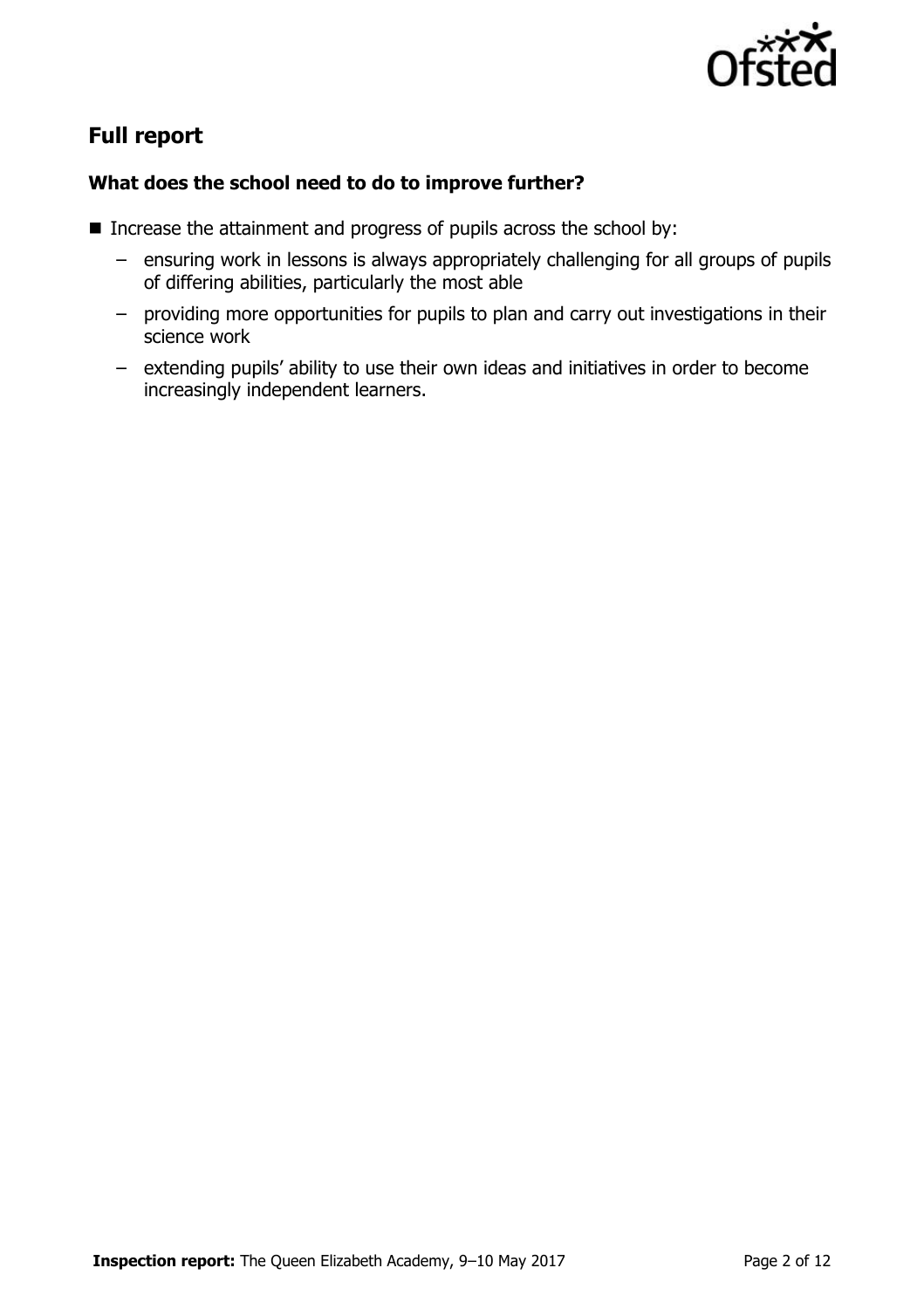## Full report

### What does the school need to do to improve further?

- Increase the attainment and progress of pupils across the school by:
  - ensuring work in lessons is always appropriately challenging for all groups of pupils of differing abilities, particularly the most able
  - providing more opportunities for pupils to plan and carry out investigations in their science work
  - extending pupils' ability to use their own ideas and initiatives in order to become increasingly independent learners.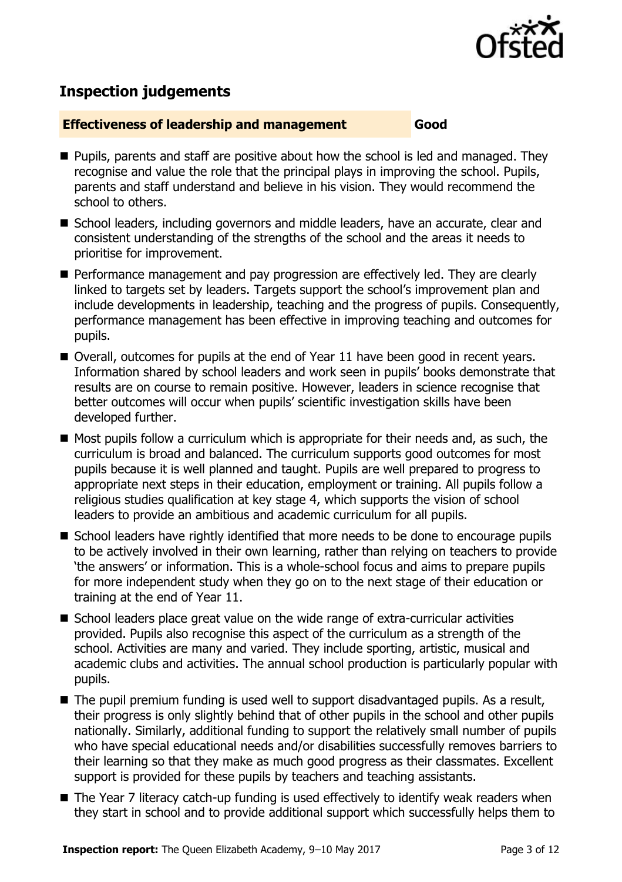## Inspection judgements

**Effectiveness of leadership and management** **Good**

- Pupils, parents and staff are positive about how the school is led and managed. They recognise and value the role that the principal plays in improving the school. Pupils, parents and staff understand and believe in his vision. They would recommend the school to others.
- School leaders, including governors and middle leaders, have an accurate, clear and consistent understanding of the strengths of the school and the areas it needs to prioritise for improvement.
- Performance management and pay progression are effectively led. They are clearly linked to targets set by leaders. Targets support the school's improvement plan and include developments in leadership, teaching and the progress of pupils. Consequently, performance management has been effective in improving teaching and outcomes for pupils.
- Overall, outcomes for pupils at the end of Year 11 have been good in recent years. Information shared by school leaders and work seen in pupils' books demonstrate that results are on course to remain positive. However, leaders in science recognise that better outcomes will occur when pupils' scientific investigation skills have been developed further.
- Most pupils follow a curriculum which is appropriate for their needs and, as such, the curriculum is broad and balanced. The curriculum supports good outcomes for most pupils because it is well planned and taught. Pupils are well prepared to progress to appropriate next steps in their education, employment or training. All pupils follow a religious studies qualification at key stage 4, which supports the vision of school leaders to provide an ambitious and academic curriculum for all pupils.
- School leaders have rightly identified that more needs to be done to encourage pupils to be actively involved in their own learning, rather than relying on teachers to provide 'the answers' or information. This is a whole-school focus and aims to prepare pupils for more independent study when they go on to the next stage of their education or training at the end of Year 11.
- School leaders place great value on the wide range of extra-curricular activities provided. Pupils also recognise this aspect of the curriculum as a strength of the school. Activities are many and varied. They include sporting, artistic, musical and academic clubs and activities. The annual school production is particularly popular with pupils.
- The pupil premium funding is used well to support disadvantaged pupils. As a result, their progress is only slightly behind that of other pupils in the school and other pupils nationally. Similarly, additional funding to support the relatively small number of pupils who have special educational needs and/or disabilities successfully removes barriers to their learning so that they make as much good progress as their classmates. Excellent support is provided for these pupils by teachers and teaching assistants.
- The Year 7 literacy catch-up funding is used effectively to identify weak readers when they start in school and to provide additional support which successfully helps them to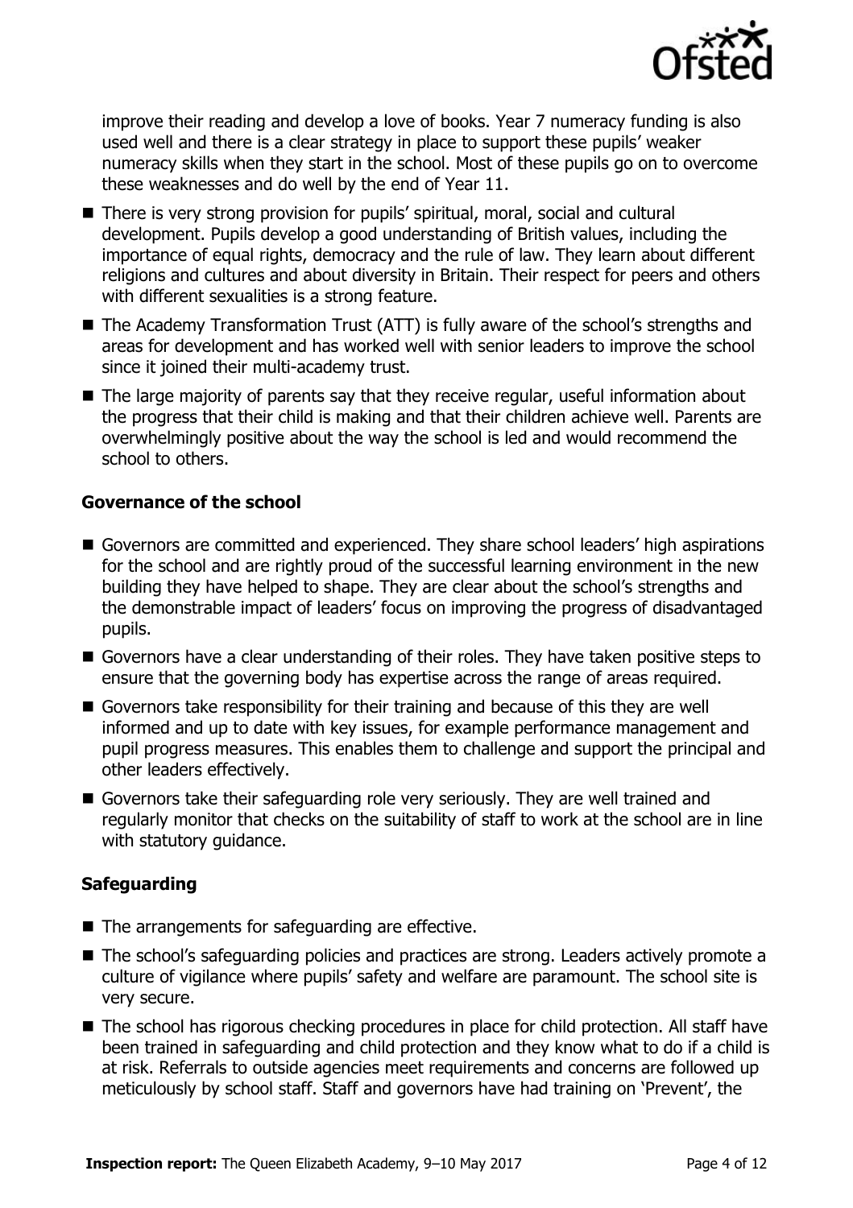improve their reading and develop a love of books. Year 7 numeracy funding is also used well and there is a clear strategy in place to support these pupils' weaker numeracy skills when they start in the school. Most of these pupils go on to overcome these weaknesses and do well by the end of Year 11.

- There is very strong provision for pupils' spiritual, moral, social and cultural development. Pupils develop a good understanding of British values, including the importance of equal rights, democracy and the rule of law. They learn about different religions and cultures and about diversity in Britain. Their respect for peers and others with different sexualities is a strong feature.
- The Academy Transformation Trust (ATT) is fully aware of the school's strengths and areas for development and has worked well with senior leaders to improve the school since it joined their multi-academy trust.
- The large majority of parents say that they receive regular, useful information about the progress that their child is making and that their children achieve well. Parents are overwhelmingly positive about the way the school is led and would recommend the school to others.

### Governance of the school

- Governors are committed and experienced. They share school leaders' high aspirations for the school and are rightly proud of the successful learning environment in the new building they have helped to shape. They are clear about the school's strengths and the demonstrable impact of leaders' focus on improving the progress of disadvantaged pupils.
- Governors have a clear understanding of their roles. They have taken positive steps to ensure that the governing body has expertise across the range of areas required.
- Governors take responsibility for their training and because of this they are well informed and up to date with key issues, for example performance management and pupil progress measures. This enables them to challenge and support the principal and other leaders effectively.
- Governors take their safeguarding role very seriously. They are well trained and regularly monitor that checks on the suitability of staff to work at the school are in line with statutory guidance.

### Safeguarding

- The arrangements for safeguarding are effective.
- The school's safeguarding policies and practices are strong. Leaders actively promote a culture of vigilance where pupils' safety and welfare are paramount. The school site is very secure.
- The school has rigorous checking procedures in place for child protection. All staff have been trained in safeguarding and child protection and they know what to do if a child is at risk. Referrals to outside agencies meet requirements and concerns are followed up meticulously by school staff. Staff and governors have had training on 'Prevent', the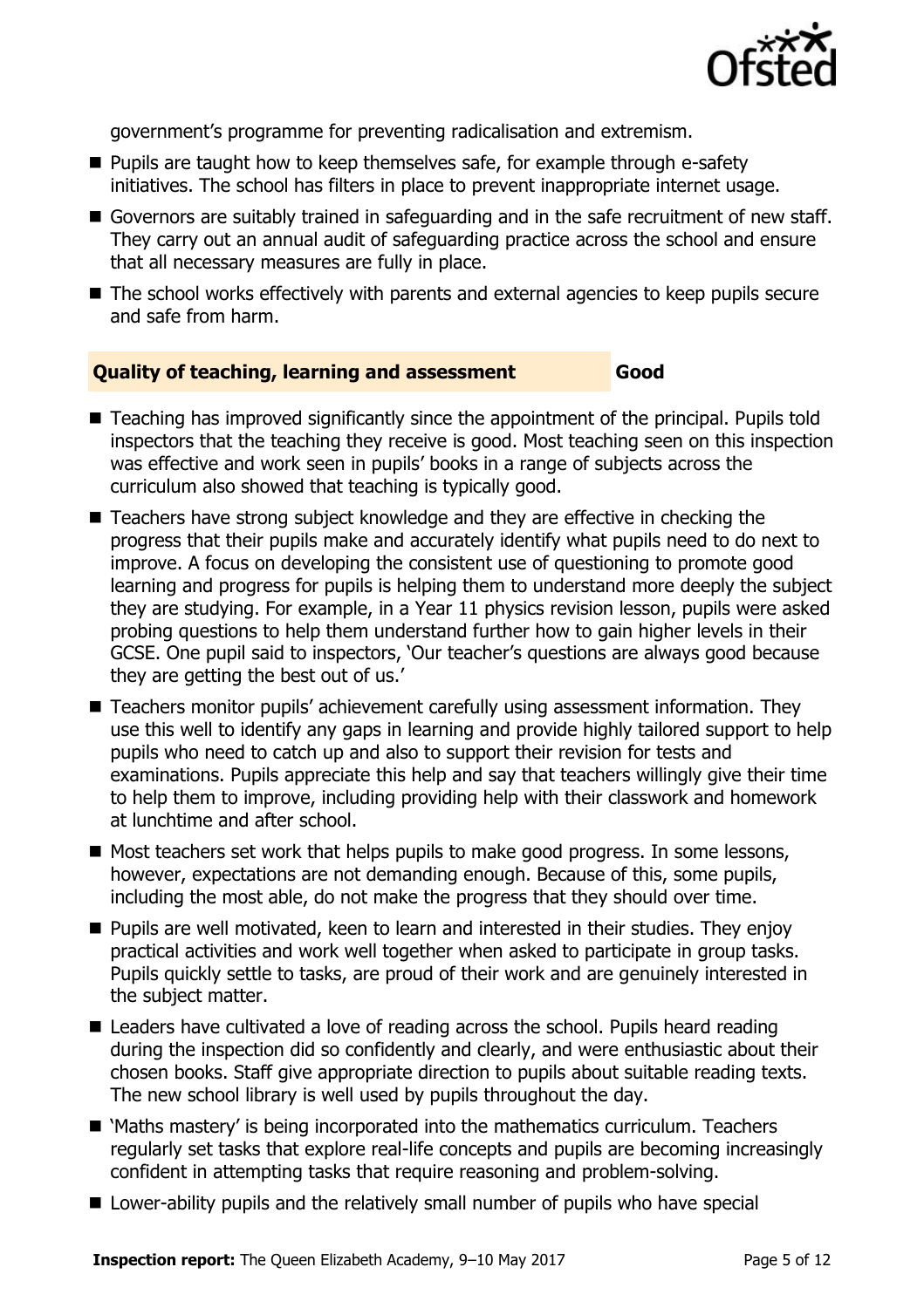government's programme for preventing radicalisation and extremism.

- Pupils are taught how to keep themselves safe, for example through e-safety initiatives. The school has filters in place to prevent inappropriate internet usage.
- Governors are suitably trained in safeguarding and in the safe recruitment of new staff. They carry out an annual audit of safeguarding practice across the school and ensure that all necessary measures are fully in place.
- The school works effectively with parents and external agencies to keep pupils secure and safe from harm.

### Quality of teaching, learning and assessment — Good

- Teaching has improved significantly since the appointment of the principal. Pupils told inspectors that the teaching they receive is good. Most teaching seen on this inspection was effective and work seen in pupils' books in a range of subjects across the curriculum also showed that teaching is typically good.
- Teachers have strong subject knowledge and they are effective in checking the progress that their pupils make and accurately identify what pupils need to do next to improve. A focus on developing the consistent use of questioning to promote good learning and progress for pupils is helping them to understand more deeply the subject they are studying. For example, in a Year 11 physics revision lesson, pupils were asked probing questions to help them understand further how to gain higher levels in their GCSE. One pupil said to inspectors, 'Our teacher's questions are always good because they are getting the best out of us.'
- Teachers monitor pupils' achievement carefully using assessment information. They use this well to identify any gaps in learning and provide highly tailored support to help pupils who need to catch up and also to support their revision for tests and examinations. Pupils appreciate this help and say that teachers willingly give their time to help them to improve, including providing help with their classwork and homework at lunchtime and after school.
- Most teachers set work that helps pupils to make good progress. In some lessons, however, expectations are not demanding enough. Because of this, some pupils, including the most able, do not make the progress that they should over time.
- Pupils are well motivated, keen to learn and interested in their studies. They enjoy practical activities and work well together when asked to participate in group tasks. Pupils quickly settle to tasks, are proud of their work and are genuinely interested in the subject matter.
- Leaders have cultivated a love of reading across the school. Pupils heard reading during the inspection did so confidently and clearly, and were enthusiastic about their chosen books. Staff give appropriate direction to pupils about suitable reading texts. The new school library is well used by pupils throughout the day.
- 'Maths mastery' is being incorporated into the mathematics curriculum. Teachers regularly set tasks that explore real-life concepts and pupils are becoming increasingly confident in attempting tasks that require reasoning and problem-solving.
- Lower-ability pupils and the relatively small number of pupils who have special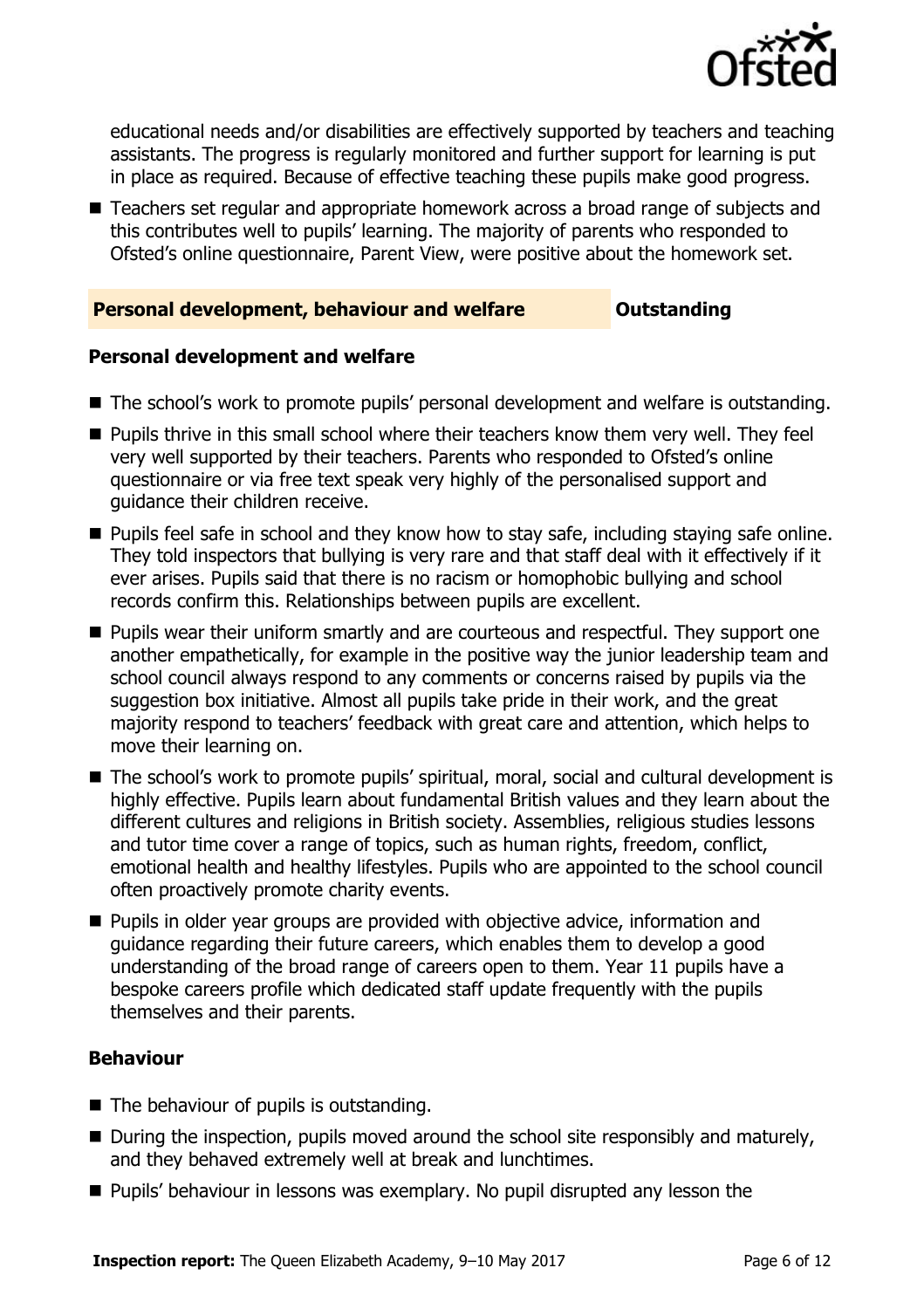educational needs and/or disabilities are effectively supported by teachers and teaching assistants. The progress is regularly monitored and further support for learning is put in place as required. Because of effective teaching these pupils make good progress.

- Teachers set regular and appropriate homework across a broad range of subjects and this contributes well to pupils' learning. The majority of parents who responded to Ofsted's online questionnaire, Parent View, were positive about the homework set.

## Personal development, behaviour and welfare — Outstanding

### Personal development and welfare

- The school's work to promote pupils' personal development and welfare is outstanding.
- Pupils thrive in this small school where their teachers know them very well. They feel very well supported by their teachers. Parents who responded to Ofsted's online questionnaire or via free text speak very highly of the personalised support and guidance their children receive.
- Pupils feel safe in school and they know how to stay safe, including staying safe online. They told inspectors that bullying is very rare and that staff deal with it effectively if it ever arises. Pupils said that there is no racism or homophobic bullying and school records confirm this. Relationships between pupils are excellent.
- Pupils wear their uniform smartly and are courteous and respectful. They support one another empathetically, for example in the positive way the junior leadership team and school council always respond to any comments or concerns raised by pupils via the suggestion box initiative. Almost all pupils take pride in their work, and the great majority respond to teachers' feedback with great care and attention, which helps to move their learning on.
- The school's work to promote pupils' spiritual, moral, social and cultural development is highly effective. Pupils learn about fundamental British values and they learn about the different cultures and religions in British society. Assemblies, religious studies lessons and tutor time cover a range of topics, such as human rights, freedom, conflict, emotional health and healthy lifestyles. Pupils who are appointed to the school council often proactively promote charity events.
- Pupils in older year groups are provided with objective advice, information and guidance regarding their future careers, which enables them to develop a good understanding of the broad range of careers open to them. Year 11 pupils have a bespoke careers profile which dedicated staff update frequently with the pupils themselves and their parents.

### Behaviour

- The behaviour of pupils is outstanding.
- During the inspection, pupils moved around the school site responsibly and maturely, and they behaved extremely well at break and lunchtimes.
- Pupils' behaviour in lessons was exemplary. No pupil disrupted any lesson the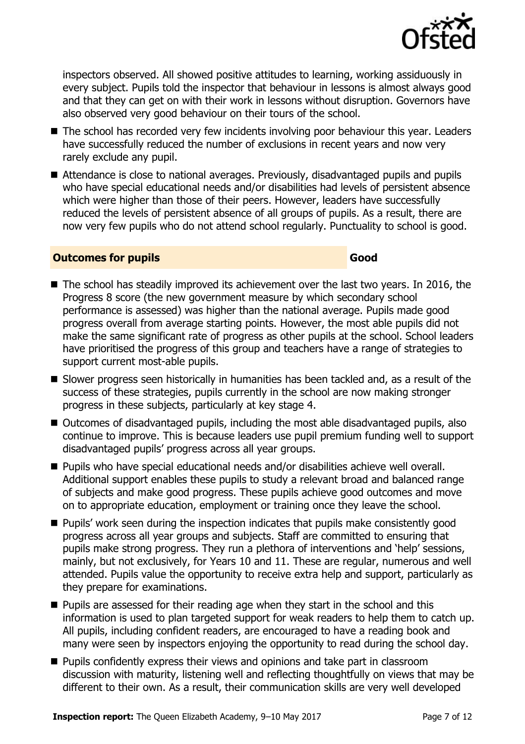inspectors observed. All showed positive attitudes to learning, working assiduously in every subject. Pupils told the inspector that behaviour in lessons is almost always good and that they can get on with their work in lessons without disruption. Governors have also observed very good behaviour on their tours of the school.

- The school has recorded very few incidents involving poor behaviour this year. Leaders have successfully reduced the number of exclusions in recent years and now very rarely exclude any pupil.
- Attendance is close to national averages. Previously, disadvantaged pupils and pupils who have special educational needs and/or disabilities had levels of persistent absence which were higher than those of their peers. However, leaders have successfully reduced the levels of persistent absence of all groups of pupils. As a result, there are now very few pupils who do not attend school regularly. Punctuality to school is good.

## Outcomes for pupils — Good

- The school has steadily improved its achievement over the last two years. In 2016, the Progress 8 score (the new government measure by which secondary school performance is assessed) was higher than the national average. Pupils made good progress overall from average starting points. However, the most able pupils did not make the same significant rate of progress as other pupils at the school. School leaders have prioritised the progress of this group and teachers have a range of strategies to support current most-able pupils.
- Slower progress seen historically in humanities has been tackled and, as a result of the success of these strategies, pupils currently in the school are now making stronger progress in these subjects, particularly at key stage 4.
- Outcomes of disadvantaged pupils, including the most able disadvantaged pupils, also continue to improve. This is because leaders use pupil premium funding well to support disadvantaged pupils' progress across all year groups.
- Pupils who have special educational needs and/or disabilities achieve well overall. Additional support enables these pupils to study a relevant broad and balanced range of subjects and make good progress. These pupils achieve good outcomes and move on to appropriate education, employment or training once they leave the school.
- Pupils' work seen during the inspection indicates that pupils make consistently good progress across all year groups and subjects. Staff are committed to ensuring that pupils make strong progress. They run a plethora of interventions and 'help' sessions, mainly, but not exclusively, for Years 10 and 11. These are regular, numerous and well attended. Pupils value the opportunity to receive extra help and support, particularly as they prepare for examinations.
- Pupils are assessed for their reading age when they start in the school and this information is used to plan targeted support for weak readers to help them to catch up. All pupils, including confident readers, are encouraged to have a reading book and many were seen by inspectors enjoying the opportunity to read during the school day.
- Pupils confidently express their views and opinions and take part in classroom discussion with maturity, listening well and reflecting thoughtfully on views that may be different to their own. As a result, their communication skills are very well developed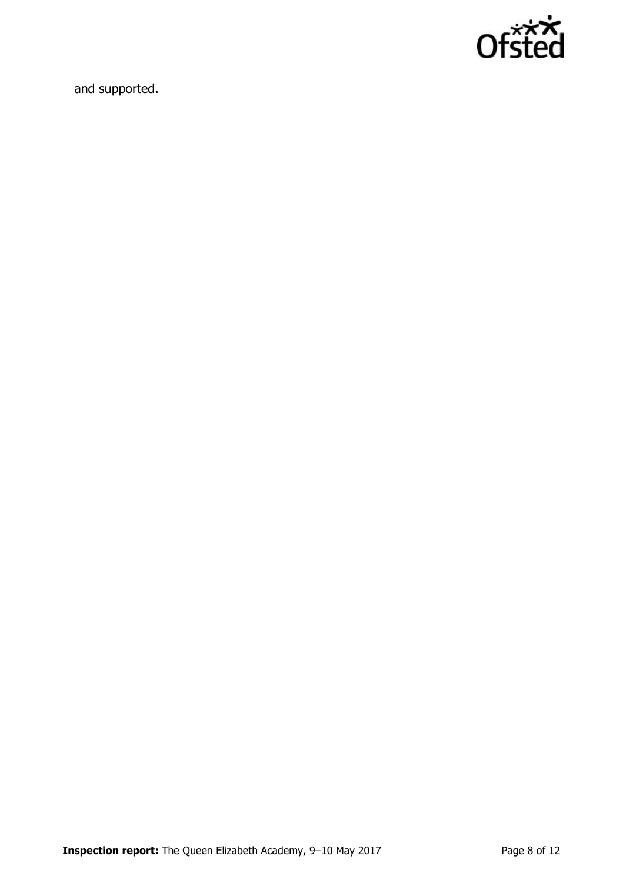and supported.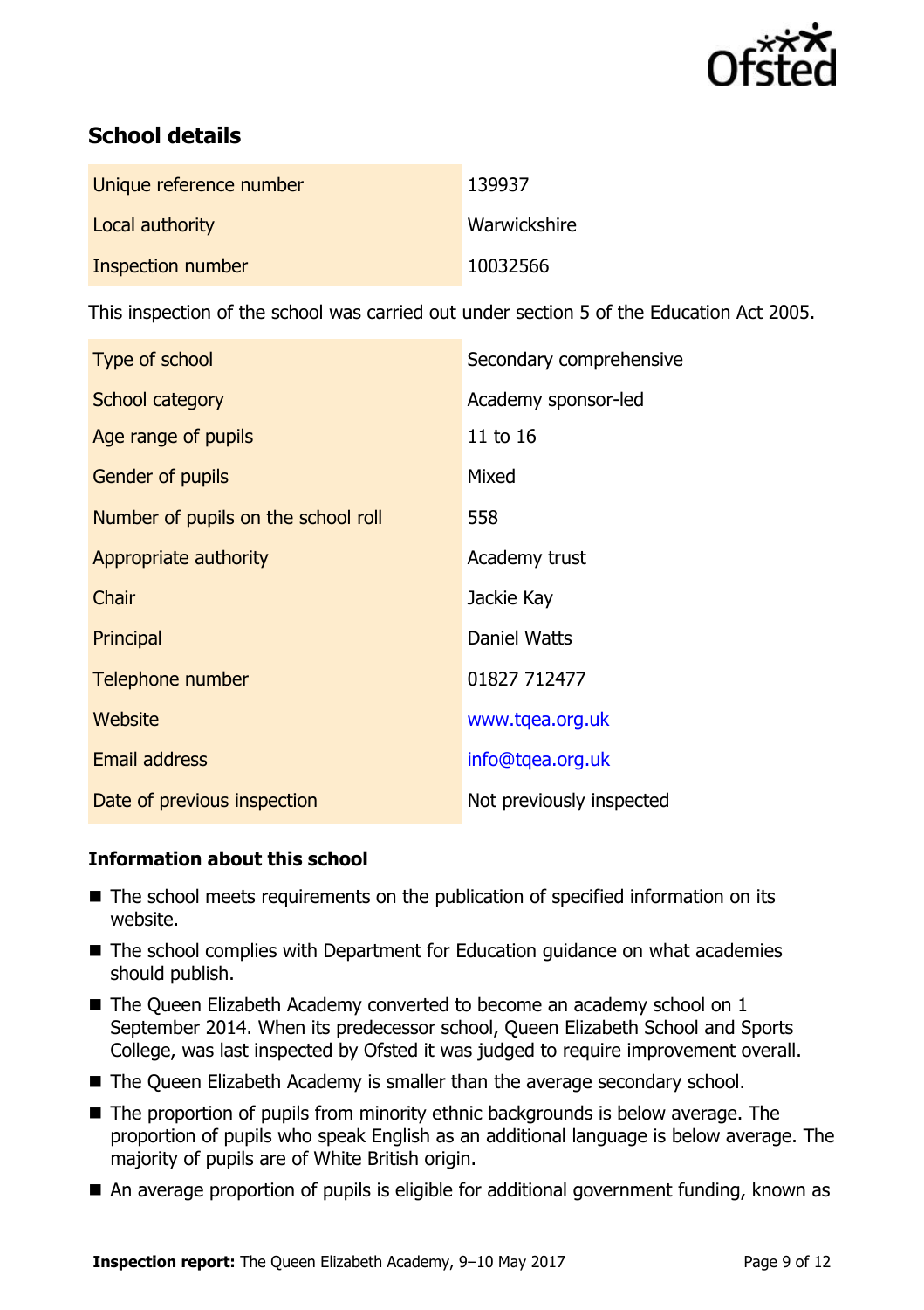## School details

| | |
|---|---|
| Unique reference number | 139937 |
| Local authority | Warwickshire |
| Inspection number | 10032566 |

This inspection of the school was carried out under section 5 of the Education Act 2005.

| | |
|---|---|
| Type of school | Secondary comprehensive |
| School category | Academy sponsor-led |
| Age range of pupils | 11 to 16 |
| Gender of pupils | Mixed |
| Number of pupils on the school roll | 558 |
| Appropriate authority | Academy trust |
| Chair | Jackie Kay |
| Principal | Daniel Watts |
| Telephone number | 01827 712477 |
| Website | www.tqea.org.uk |
| Email address | info@tqea.org.uk |
| Date of previous inspection | Not previously inspected |

### Information about this school

- The school meets requirements on the publication of specified information on its website.
- The school complies with Department for Education guidance on what academies should publish.
- The Queen Elizabeth Academy converted to become an academy school on 1 September 2014. When its predecessor school, Queen Elizabeth School and Sports College, was last inspected by Ofsted it was judged to require improvement overall.
- The Queen Elizabeth Academy is smaller than the average secondary school.
- The proportion of pupils from minority ethnic backgrounds is below average. The proportion of pupils who speak English as an additional language is below average. The majority of pupils are of White British origin.
- An average proportion of pupils is eligible for additional government funding, known as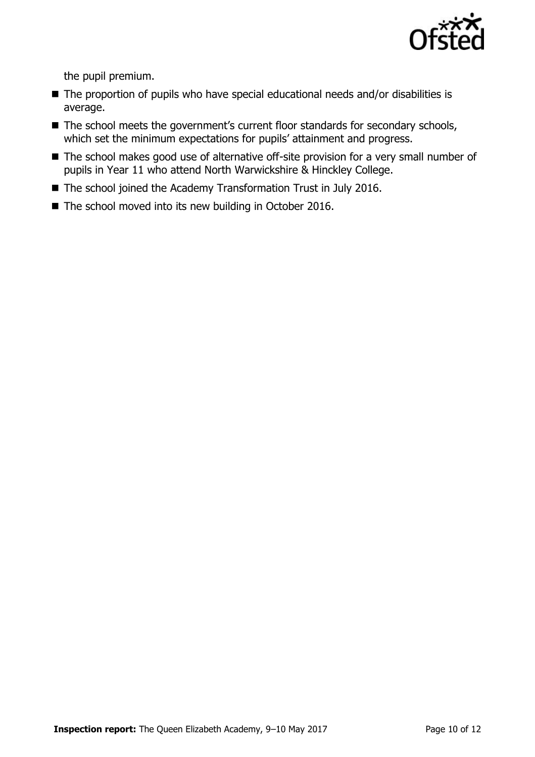the pupil premium.

- The proportion of pupils who have special educational needs and/or disabilities is average.
- The school meets the government's current floor standards for secondary schools, which set the minimum expectations for pupils' attainment and progress.
- The school makes good use of alternative off-site provision for a very small number of pupils in Year 11 who attend North Warwickshire & Hinckley College.
- The school joined the Academy Transformation Trust in July 2016.
- The school moved into its new building in October 2016.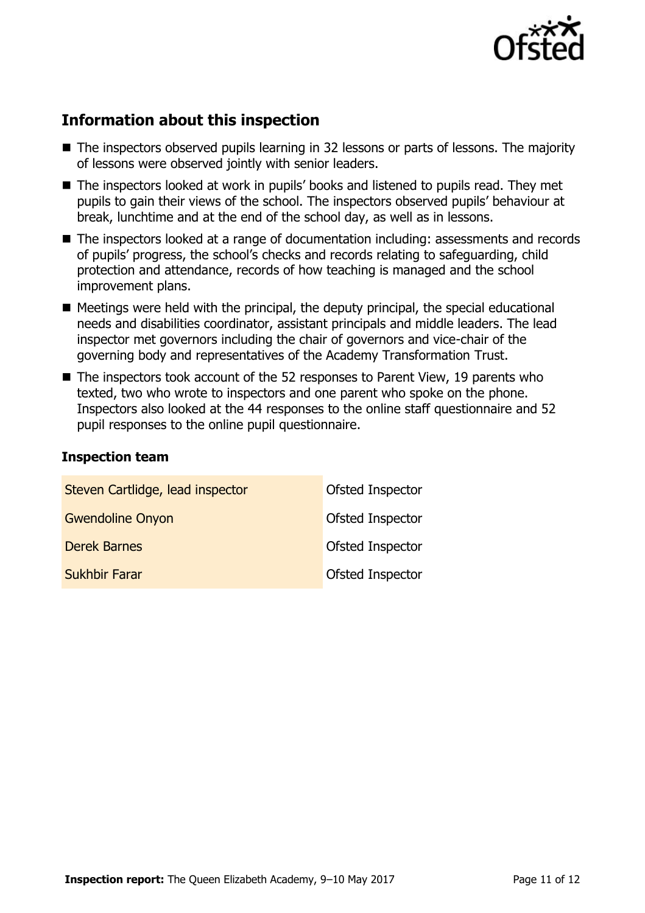## Information about this inspection

- The inspectors observed pupils learning in 32 lessons or parts of lessons. The majority of lessons were observed jointly with senior leaders.
- The inspectors looked at work in pupils' books and listened to pupils read. They met pupils to gain their views of the school. The inspectors observed pupils' behaviour at break, lunchtime and at the end of the school day, as well as in lessons.
- The inspectors looked at a range of documentation including: assessments and records of pupils' progress, the school's checks and records relating to safeguarding, child protection and attendance, records of how teaching is managed and the school improvement plans.
- Meetings were held with the principal, the deputy principal, the special educational needs and disabilities coordinator, assistant principals and middle leaders. The lead inspector met governors including the chair of governors and vice-chair of the governing body and representatives of the Academy Transformation Trust.
- The inspectors took account of the 52 responses to Parent View, 19 parents who texted, two who wrote to inspectors and one parent who spoke on the phone. Inspectors also looked at the 44 responses to the online staff questionnaire and 52 pupil responses to the online pupil questionnaire.

### Inspection team

| | |
|---|---|
| Steven Cartlidge, lead inspector | Ofsted Inspector |
| Gwendoline Onyon | Ofsted Inspector |
| Derek Barnes | Ofsted Inspector |
| Sukhbir Farar | Ofsted Inspector |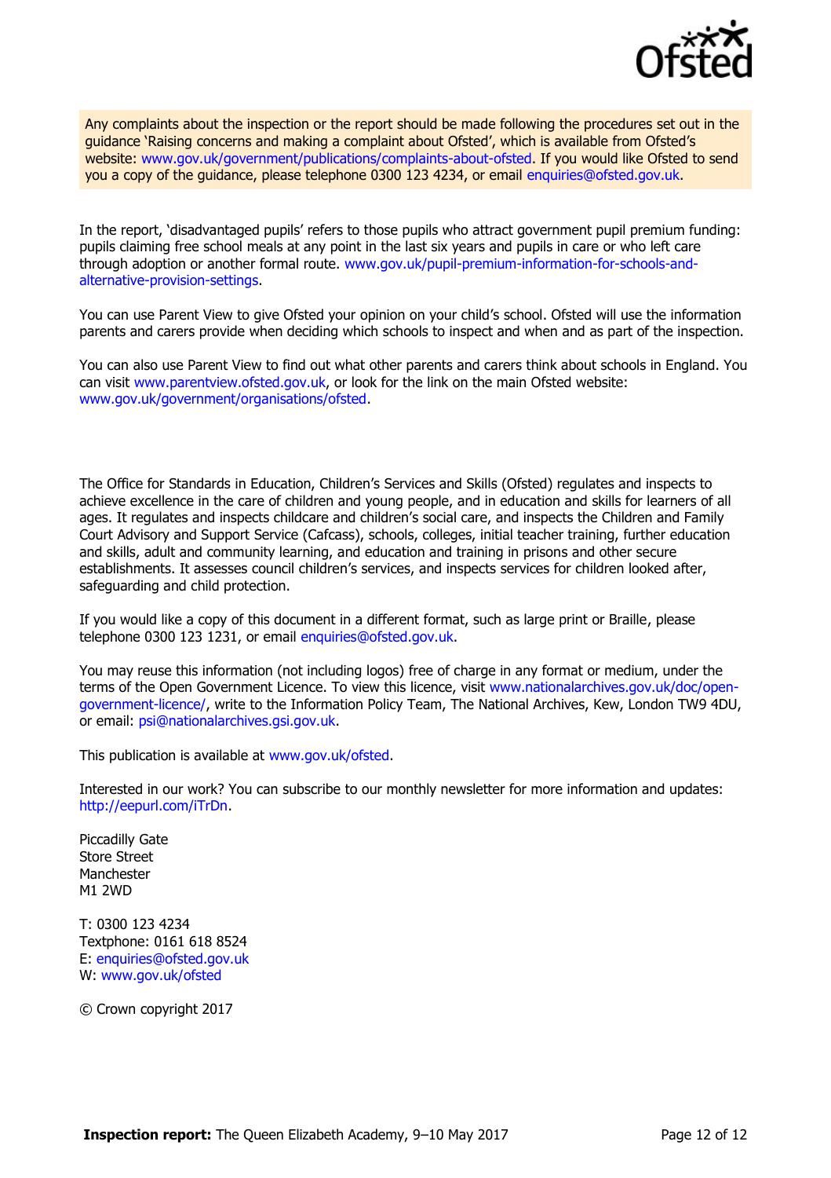Any complaints about the inspection or the report should be made following the procedures set out in the guidance 'Raising concerns and making a complaint about Ofsted', which is available from Ofsted's website: www.gov.uk/government/publications/complaints-about-ofsted. If you would like Ofsted to send you a copy of the guidance, please telephone 0300 123 4234, or email enquiries@ofsted.gov.uk.

In the report, 'disadvantaged pupils' refers to those pupils who attract government pupil premium funding: pupils claiming free school meals at any point in the last six years and pupils in care or who left care through adoption or another formal route. www.gov.uk/pupil-premium-information-for-schools-and-alternative-provision-settings.

You can use Parent View to give Ofsted your opinion on your child's school. Ofsted will use the information parents and carers provide when deciding which schools to inspect and when and as part of the inspection.

You can also use Parent View to find out what other parents and carers think about schools in England. You can visit www.parentview.ofsted.gov.uk, or look for the link on the main Ofsted website: www.gov.uk/government/organisations/ofsted.

The Office for Standards in Education, Children's Services and Skills (Ofsted) regulates and inspects to achieve excellence in the care of children and young people, and in education and skills for learners of all ages. It regulates and inspects childcare and children's social care, and inspects the Children and Family Court Advisory and Support Service (Cafcass), schools, colleges, initial teacher training, further education and skills, adult and community learning, and education and training in prisons and other secure establishments. It assesses council children's services, and inspects services for children looked after, safeguarding and child protection.

If you would like a copy of this document in a different format, such as large print or Braille, please telephone 0300 123 1231, or email enquiries@ofsted.gov.uk.

You may reuse this information (not including logos) free of charge in any format or medium, under the terms of the Open Government Licence. To view this licence, visit www.nationalarchives.gov.uk/doc/open-government-licence/, write to the Information Policy Team, The National Archives, Kew, London TW9 4DU, or email: psi@nationalarchives.gsi.gov.uk.

This publication is available at www.gov.uk/ofsted.

Interested in our work? You can subscribe to our monthly newsletter for more information and updates: http://eepurl.com/iTrDn.

Piccadilly Gate
Store Street
Manchester
M1 2WD

T: 0300 123 4234
Textphone: 0161 618 8524
E: enquiries@ofsted.gov.uk
W: www.gov.uk/ofsted

© Crown copyright 2017